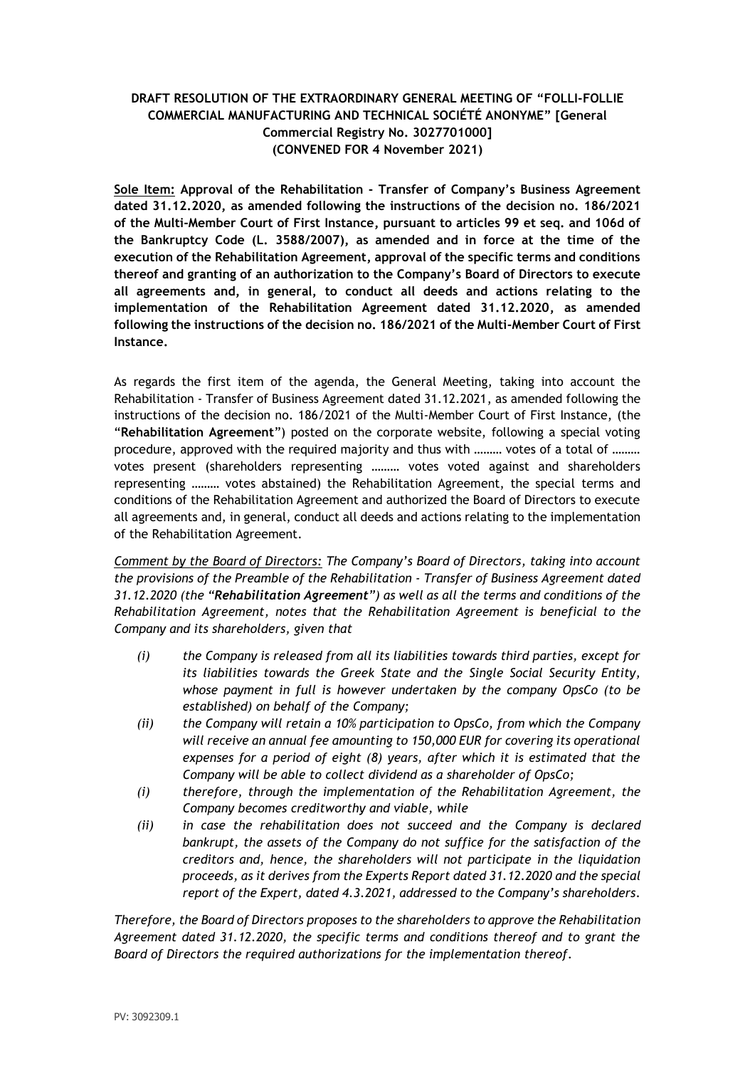**DRAFT RESOLUTION OF THE EXTRAORDINARY GENERAL MEETING OF "FOLLI-FOLLIE COMMERCIAL MANUFACTURING AND TECHNICAL SOCIÉTÉ ANONYME" [General Commercial Registry No. 3027701000] (CONVENED FOR 4 November 2021)**

<u>Sole Item:</u> **Approval of the Rehabilitation - Transfer of Company's Business Agreement dated 31.12.2020, as amended following the instructions of the decision no. 186/2021 of the Multi-Member Court of First Instance, pursuant to articles 99 et seq. and 106d of the Bankruptcy Code (L. 3588/2007), as amended and in force at the time of the execution of the Rehabilitation Agreement, approval of the specific terms and conditions thereof and granting of an authorization to the Company's Board of Directors to execute all agreements and, in general, to conduct all deeds and actions relating to the implementation of the Rehabilitation Agreement dated 31.12.2020, as amended following the instructions of the decision no. 186/2021 of the Multi-Member Court of First Instance.**

As regards the first item of the agenda, the General Meeting, taking into account the Rehabilitation - Transfer of Business Agreement dated 31.12.2021, as amended following the instructions of the decision no. 186/2021 of the Multi-Member Court of First Instance, (the "**Rehabilitation Agreement**") posted on the corporate website, following a special voting procedure, approved with the required majority and thus with ……… votes of a total of ……… votes present (shareholders representing ……… votes voted against and shareholders representing ……… votes abstained) the Rehabilitation Agreement, the special terms and conditions of the Rehabilitation Agreement and authorized the Board of Directors to execute all agreements and, in general, conduct all deeds and actions relating to the implementation of the Rehabilitation Agreement.

*<u>Comment by the Board of Directors:</u> The Company's Board of Directors, taking into account the provisions of the Preamble of the Rehabilitation - Transfer of Business Agreement dated 31.12.2020 (the "**Rehabilitation Agreement**") as well as all the terms and conditions of the Rehabilitation Agreement, notes that the Rehabilitation Agreement is beneficial to the Company and its shareholders, given that*

- *(i) the Company is released from all its liabilities towards third parties, except for its liabilities towards the Greek State and the Single Social Security Entity, whose payment in full is however undertaken by the company OpsCo (to be established) on behalf of the Company;*
- *(ii) the Company will retain a 10% participation to OpsCo, from which the Company will receive an annual fee amounting to 150,000 EUR for covering its operational expenses for a period of eight (8) years, after which it is estimated that the Company will be able to collect dividend as a shareholder of OpsCo;*
- *(i) therefore, through the implementation of the Rehabilitation Agreement, the Company becomes creditworthy and viable, while*
- *(ii) in case the rehabilitation does not succeed and the Company is declared bankrupt, the assets of the Company do not suffice for the satisfaction of the creditors and, hence, the shareholders will not participate in the liquidation proceeds, as it derives from the Experts Report dated 31.12.2020 and the special report of the Expert, dated 4.3.2021, addressed to the Company's shareholders.*

*Therefore, the Board of Directors proposes to the shareholders to approve the Rehabilitation Agreement dated 31.12.2020, the specific terms and conditions thereof and to grant the Board of Directors the required authorizations for the implementation thereof.*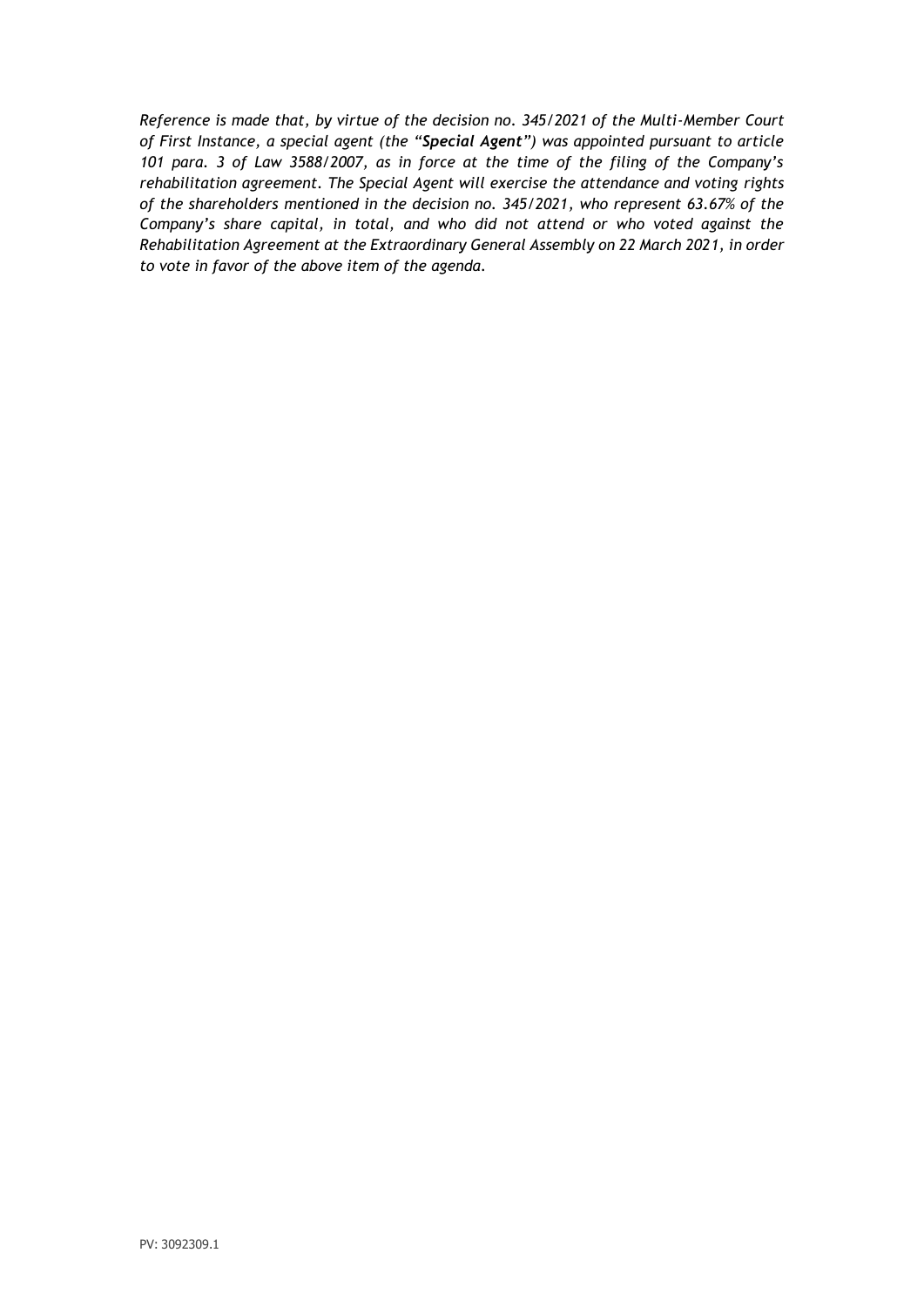*Reference is made that, by virtue of the decision no. 345/2021 of the Multi-Member Court of First Instance, a special agent (the "**Special Agent**") was appointed pursuant to article 101 para. 3 of Law 3588/2007, as in force at the time of the filing of the Company's rehabilitation agreement. The Special Agent will exercise the attendance and voting rights of the shareholders mentioned in the decision no. 345/2021, who represent 63.67% of the Company's share capital, in total, and who did not attend or who voted against the Rehabilitation Agreement at the Extraordinary General Assembly on 22 March 2021, in order to vote in favor of the above item of the agenda.*

PV: 3092309.1